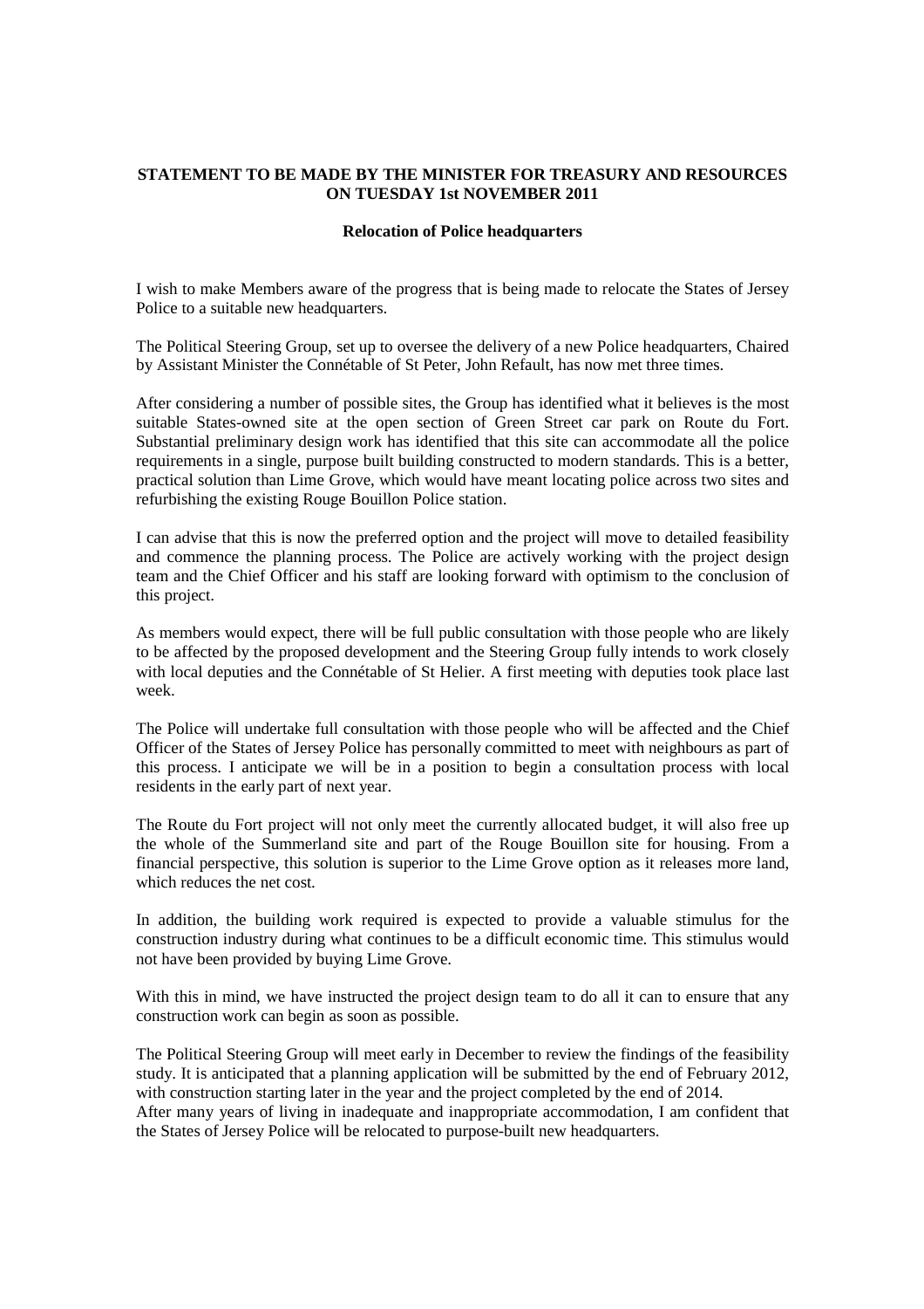**STATEMENT TO BE MADE BY THE MINISTER FOR TREASURY AND RESOURCES ON TUESDAY 1st NOVEMBER 2011**

**Relocation of Police headquarters**

I wish to make Members aware of the progress that is being made to relocate the States of Jersey Police to a suitable new headquarters.

The Political Steering Group, set up to oversee the delivery of a new Police headquarters, Chaired by Assistant Minister the Connétable of St Peter, John Refault, has now met three times.

After considering a number of possible sites, the Group has identified what it believes is the most suitable States-owned site at the open section of Green Street car park on Route du Fort. Substantial preliminary design work has identified that this site can accommodate all the police requirements in a single, purpose built building constructed to modern standards. This is a better, practical solution than Lime Grove, which would have meant locating police across two sites and refurbishing the existing Rouge Bouillon Police station.

I can advise that this is now the preferred option and the project will move to detailed feasibility and commence the planning process. The Police are actively working with the project design team and the Chief Officer and his staff are looking forward with optimism to the conclusion of this project.

As members would expect, there will be full public consultation with those people who are likely to be affected by the proposed development and the Steering Group fully intends to work closely with local deputies and the Connétable of St Helier. A first meeting with deputies took place last week.

The Police will undertake full consultation with those people who will be affected and the Chief Officer of the States of Jersey Police has personally committed to meet with neighbours as part of this process. I anticipate we will be in a position to begin a consultation process with local residents in the early part of next year.

The Route du Fort project will not only meet the currently allocated budget, it will also free up the whole of the Summerland site and part of the Rouge Bouillon site for housing. From a financial perspective, this solution is superior to the Lime Grove option as it releases more land, which reduces the net cost.

In addition, the building work required is expected to provide a valuable stimulus for the construction industry during what continues to be a difficult economic time. This stimulus would not have been provided by buying Lime Grove.

With this in mind, we have instructed the project design team to do all it can to ensure that any construction work can begin as soon as possible.

The Political Steering Group will meet early in December to review the findings of the feasibility study. It is anticipated that a planning application will be submitted by the end of February 2012, with construction starting later in the year and the project completed by the end of 2014.
After many years of living in inadequate and inappropriate accommodation, I am confident that the States of Jersey Police will be relocated to purpose-built new headquarters.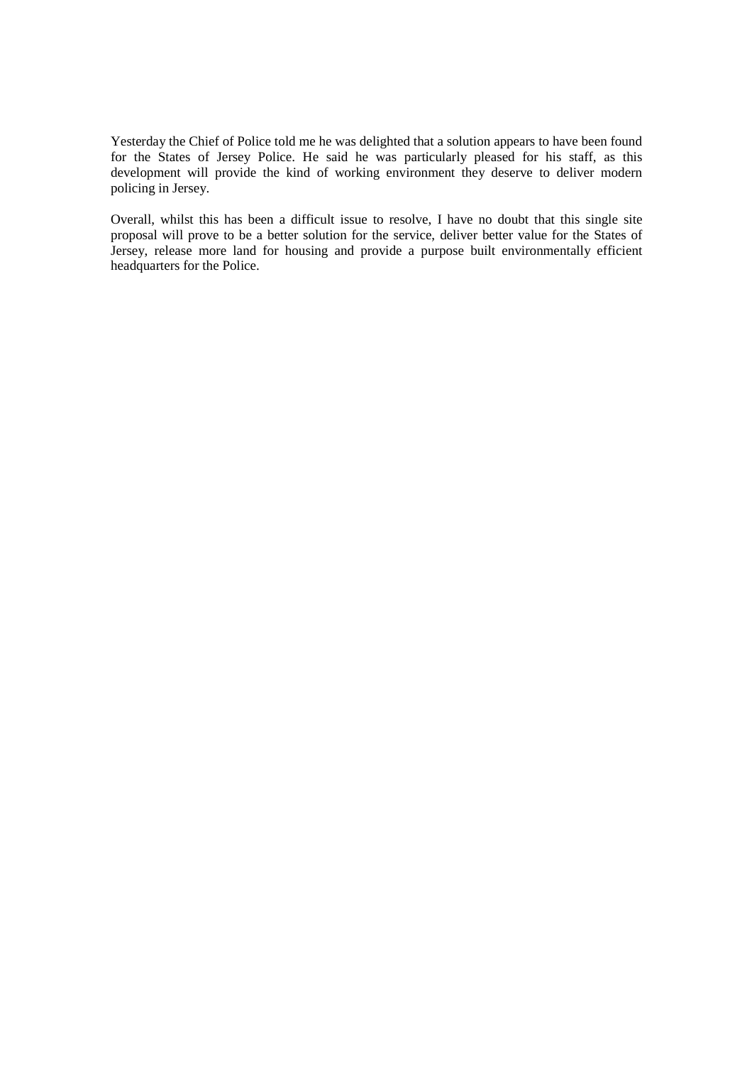Yesterday the Chief of Police told me he was delighted that a solution appears to have been found for the States of Jersey Police. He said he was particularly pleased for his staff, as this development will provide the kind of working environment they deserve to deliver modern policing in Jersey.

Overall, whilst this has been a difficult issue to resolve, I have no doubt that this single site proposal will prove to be a better solution for the service, deliver better value for the States of Jersey, release more land for housing and provide a purpose built environmentally efficient headquarters for the Police.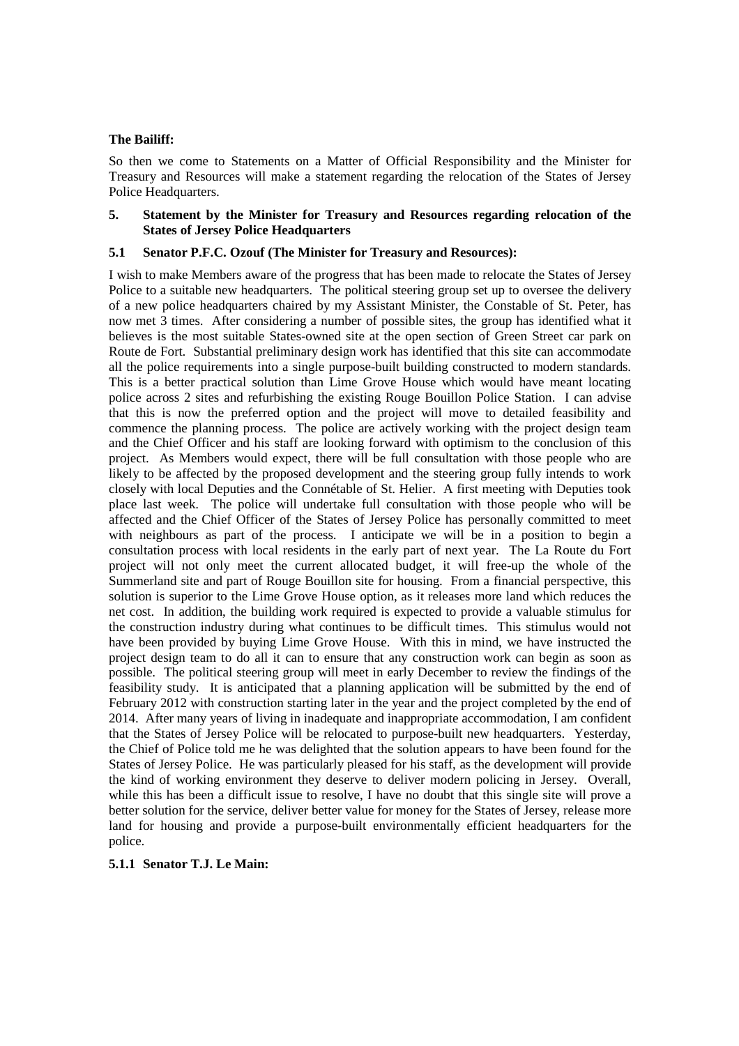**The Bailiff:**

So then we come to Statements on a Matter of Official Responsibility and the Minister for Treasury and Resources will make a statement regarding the relocation of the States of Jersey Police Headquarters.

## 5. Statement by the Minister for Treasury and Resources regarding relocation of the States of Jersey Police Headquarters

### 5.1 Senator P.F.C. Ozouf (The Minister for Treasury and Resources):

I wish to make Members aware of the progress that has been made to relocate the States of Jersey Police to a suitable new headquarters. The political steering group set up to oversee the delivery of a new police headquarters chaired by my Assistant Minister, the Constable of St. Peter, has now met 3 times. After considering a number of possible sites, the group has identified what it believes is the most suitable States-owned site at the open section of Green Street car park on Route de Fort. Substantial preliminary design work has identified that this site can accommodate all the police requirements into a single purpose-built building constructed to modern standards. This is a better practical solution than Lime Grove House which would have meant locating police across 2 sites and refurbishing the existing Rouge Bouillon Police Station. I can advise that this is now the preferred option and the project will move to detailed feasibility and commence the planning process. The police are actively working with the project design team and the Chief Officer and his staff are looking forward with optimism to the conclusion of this project. As Members would expect, there will be full consultation with those people who are likely to be affected by the proposed development and the steering group fully intends to work closely with local Deputies and the Connétable of St. Helier. A first meeting with Deputies took place last week. The police will undertake full consultation with those people who will be affected and the Chief Officer of the States of Jersey Police has personally committed to meet with neighbours as part of the process. I anticipate we will be in a position to begin a consultation process with local residents in the early part of next year. The La Route du Fort project will not only meet the current allocated budget, it will free-up the whole of the Summerland site and part of Rouge Bouillon site for housing. From a financial perspective, this solution is superior to the Lime Grove House option, as it releases more land which reduces the net cost. In addition, the building work required is expected to provide a valuable stimulus for the construction industry during what continues to be difficult times. This stimulus would not have been provided by buying Lime Grove House. With this in mind, we have instructed the project design team to do all it can to ensure that any construction work can begin as soon as possible. The political steering group will meet in early December to review the findings of the feasibility study. It is anticipated that a planning application will be submitted by the end of February 2012 with construction starting later in the year and the project completed by the end of 2014. After many years of living in inadequate and inappropriate accommodation, I am confident that the States of Jersey Police will be relocated to purpose-built new headquarters. Yesterday, the Chief of Police told me he was delighted that the solution appears to have been found for the States of Jersey Police. He was particularly pleased for his staff, as the development will provide the kind of working environment they deserve to deliver modern policing in Jersey. Overall, while this has been a difficult issue to resolve, I have no doubt that this single site will prove a better solution for the service, deliver better value for money for the States of Jersey, release more land for housing and provide a purpose-built environmentally efficient headquarters for the police.

#### 5.1.1 Senator T.J. Le Main: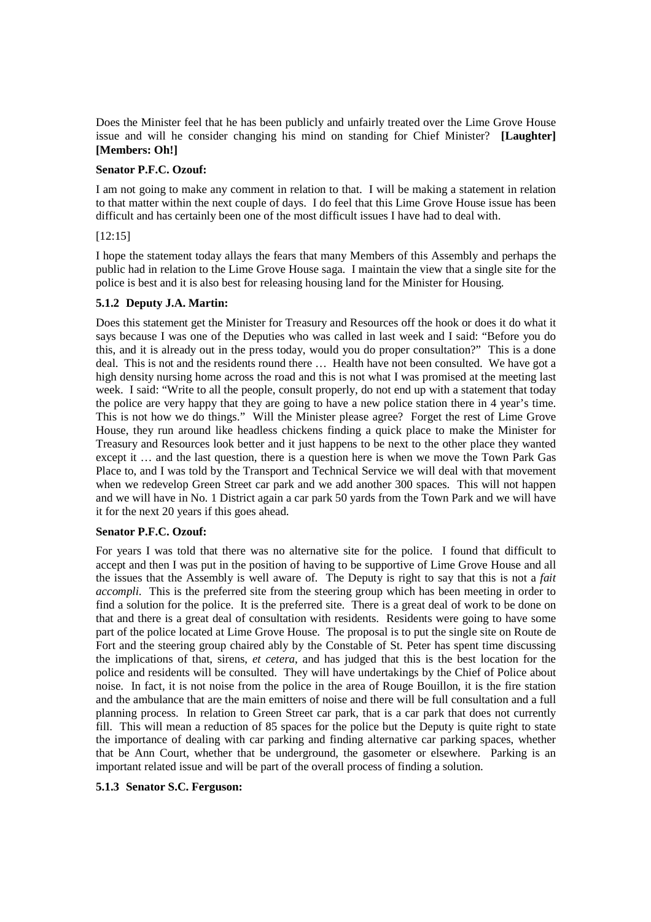Does the Minister feel that he has been publicly and unfairly treated over the Lime Grove House issue and will he consider changing his mind on standing for Chief Minister? **[Laughter] [Members: Oh!]**

**Senator P.F.C. Ozouf:**

I am not going to make any comment in relation to that. I will be making a statement in relation to that matter within the next couple of days. I do feel that this Lime Grove House issue has been difficult and has certainly been one of the most difficult issues I have had to deal with.

[12:15]

I hope the statement today allays the fears that many Members of this Assembly and perhaps the public had in relation to the Lime Grove House saga. I maintain the view that a single site for the police is best and it is also best for releasing housing land for the Minister for Housing.

### 5.1.2 Deputy J.A. Martin:

Does this statement get the Minister for Treasury and Resources off the hook or does it do what it says because I was one of the Deputies who was called in last week and I said: "Before you do this, and it is already out in the press today, would you do proper consultation?" This is a done deal. This is not and the residents round there … Health have not been consulted. We have got a high density nursing home across the road and this is not what I was promised at the meeting last week. I said: "Write to all the people, consult properly, do not end up with a statement that today the police are very happy that they are going to have a new police station there in 4 year's time. This is not how we do things." Will the Minister please agree? Forget the rest of Lime Grove House, they run around like headless chickens finding a quick place to make the Minister for Treasury and Resources look better and it just happens to be next to the other place they wanted except it … and the last question, there is a question here is when we move the Town Park Gas Place to, and I was told by the Transport and Technical Service we will deal with that movement when we redevelop Green Street car park and we add another 300 spaces. This will not happen and we will have in No. 1 District again a car park 50 yards from the Town Park and we will have it for the next 20 years if this goes ahead.

**Senator P.F.C. Ozouf:**

For years I was told that there was no alternative site for the police. I found that difficult to accept and then I was put in the position of having to be supportive of Lime Grove House and all the issues that the Assembly is well aware of. The Deputy is right to say that this is not a *fait accompli*. This is the preferred site from the steering group which has been meeting in order to find a solution for the police. It is the preferred site. There is a great deal of work to be done on that and there is a great deal of consultation with residents. Residents were going to have some part of the police located at Lime Grove House. The proposal is to put the single site on Route de Fort and the steering group chaired ably by the Constable of St. Peter has spent time discussing the implications of that, sirens, *et cetera*, and has judged that this is the best location for the police and residents will be consulted. They will have undertakings by the Chief of Police about noise. In fact, it is not noise from the police in the area of Rouge Bouillon, it is the fire station and the ambulance that are the main emitters of noise and there will be full consultation and a full planning process. In relation to Green Street car park, that is a car park that does not currently fill. This will mean a reduction of 85 spaces for the police but the Deputy is quite right to state the importance of dealing with car parking and finding alternative car parking spaces, whether that be Ann Court, whether that be underground, the gasometer or elsewhere. Parking is an important related issue and will be part of the overall process of finding a solution.

### 5.1.3 Senator S.C. Ferguson: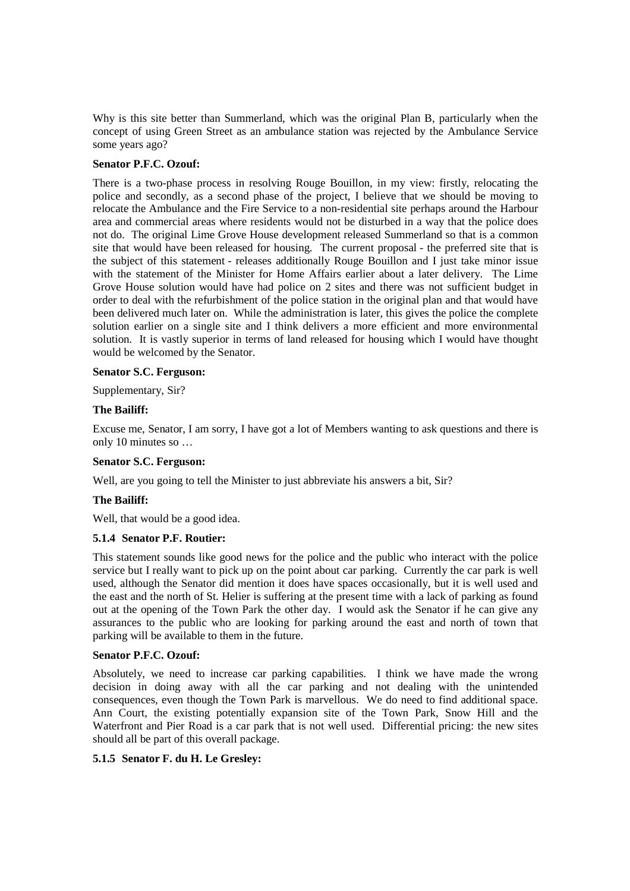Why is this site better than Summerland, which was the original Plan B, particularly when the concept of using Green Street as an ambulance station was rejected by the Ambulance Service some years ago?

**Senator P.F.C. Ozouf:**

There is a two-phase process in resolving Rouge Bouillon, in my view: firstly, relocating the police and secondly, as a second phase of the project, I believe that we should be moving to relocate the Ambulance and the Fire Service to a non-residential site perhaps around the Harbour area and commercial areas where residents would not be disturbed in a way that the police does not do. The original Lime Grove House development released Summerland so that is a common site that would have been released for housing. The current proposal - the preferred site that is the subject of this statement - releases additionally Rouge Bouillon and I just take minor issue with the statement of the Minister for Home Affairs earlier about a later delivery. The Lime Grove House solution would have had police on 2 sites and there was not sufficient budget in order to deal with the refurbishment of the police station in the original plan and that would have been delivered much later on. While the administration is later, this gives the police the complete solution earlier on a single site and I think delivers a more efficient and more environmental solution. It is vastly superior in terms of land released for housing which I would have thought would be welcomed by the Senator.

**Senator S.C. Ferguson:**

Supplementary, Sir?

**The Bailiff:**

Excuse me, Senator, I am sorry, I have got a lot of Members wanting to ask questions and there is only 10 minutes so …

**Senator S.C. Ferguson:**

Well, are you going to tell the Minister to just abbreviate his answers a bit, Sir?

**The Bailiff:**

Well, that would be a good idea.

### 5.1.4 Senator P.F. Routier:

This statement sounds like good news for the police and the public who interact with the police service but I really want to pick up on the point about car parking. Currently the car park is well used, although the Senator did mention it does have spaces occasionally, but it is well used and the east and the north of St. Helier is suffering at the present time with a lack of parking as found out at the opening of the Town Park the other day. I would ask the Senator if he can give any assurances to the public who are looking for parking around the east and north of town that parking will be available to them in the future.

**Senator P.F.C. Ozouf:**

Absolutely, we need to increase car parking capabilities. I think we have made the wrong decision in doing away with all the car parking and not dealing with the unintended consequences, even though the Town Park is marvellous. We do need to find additional space. Ann Court, the existing potentially expansion site of the Town Park, Snow Hill and the Waterfront and Pier Road is a car park that is not well used. Differential pricing: the new sites should all be part of this overall package.

### 5.1.5 Senator F. du H. Le Gresley: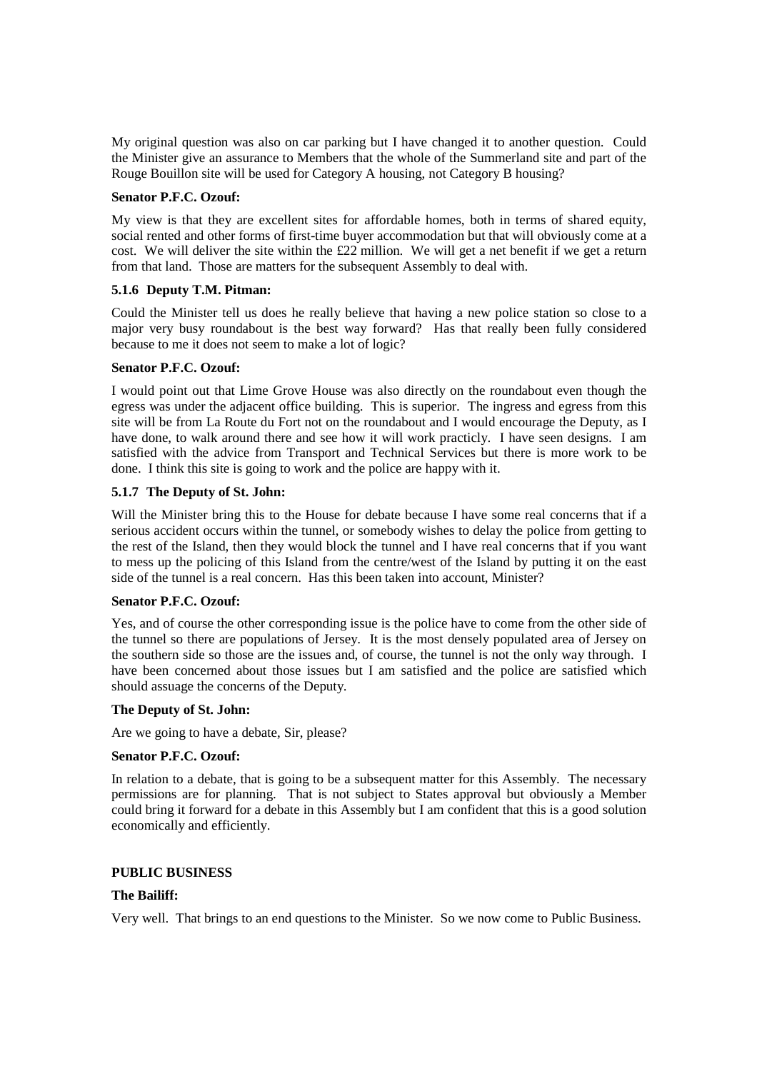My original question was also on car parking but I have changed it to another question. Could the Minister give an assurance to Members that the whole of the Summerland site and part of the Rouge Bouillon site will be used for Category A housing, not Category B housing?

**Senator P.F.C. Ozouf:**

My view is that they are excellent sites for affordable homes, both in terms of shared equity, social rented and other forms of first-time buyer accommodation but that will obviously come at a cost. We will deliver the site within the £22 million. We will get a net benefit if we get a return from that land. Those are matters for the subsequent Assembly to deal with.

**5.1.6 Deputy T.M. Pitman:**

Could the Minister tell us does he really believe that having a new police station so close to a major very busy roundabout is the best way forward? Has that really been fully considered because to me it does not seem to make a lot of logic?

**Senator P.F.C. Ozouf:**

I would point out that Lime Grove House was also directly on the roundabout even though the egress was under the adjacent office building. This is superior. The ingress and egress from this site will be from La Route du Fort not on the roundabout and I would encourage the Deputy, as I have done, to walk around there and see how it will work practicly. I have seen designs. I am satisfied with the advice from Transport and Technical Services but there is more work to be done. I think this site is going to work and the police are happy with it.

**5.1.7 The Deputy of St. John:**

Will the Minister bring this to the House for debate because I have some real concerns that if a serious accident occurs within the tunnel, or somebody wishes to delay the police from getting to the rest of the Island, then they would block the tunnel and I have real concerns that if you want to mess up the policing of this Island from the centre/west of the Island by putting it on the east side of the tunnel is a real concern. Has this been taken into account, Minister?

**Senator P.F.C. Ozouf:**

Yes, and of course the other corresponding issue is the police have to come from the other side of the tunnel so there are populations of Jersey. It is the most densely populated area of Jersey on the southern side so those are the issues and, of course, the tunnel is not the only way through. I have been concerned about those issues but I am satisfied and the police are satisfied which should assuage the concerns of the Deputy.

**The Deputy of St. John:**

Are we going to have a debate, Sir, please?

**Senator P.F.C. Ozouf:**

In relation to a debate, that is going to be a subsequent matter for this Assembly. The necessary permissions are for planning. That is not subject to States approval but obviously a Member could bring it forward for a debate in this Assembly but I am confident that this is a good solution economically and efficiently.

**PUBLIC BUSINESS**

**The Bailiff:**

Very well. That brings to an end questions to the Minister. So we now come to Public Business.